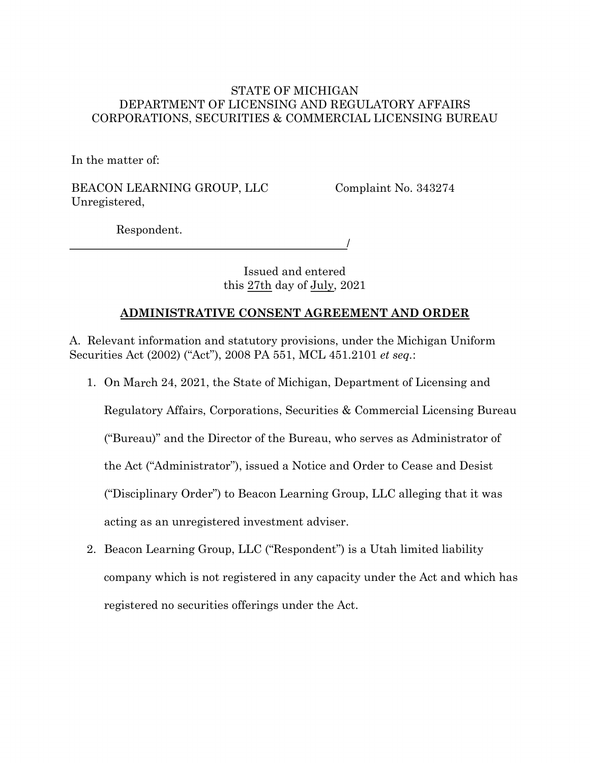STATE OF MICHIGAN
DEPARTMENT OF LICENSING AND REGULATORY AFFAIRS
CORPORATIONS, SECURITIES & COMMERCIAL LICENSING BUREAU

In the matter of:

BEACON LEARNING GROUP, LLC
Unregistered,

Complaint No. 343274

Respondent.

_______________________________________________/

Issued and entered
this 27th day of July, 2021

## ADMINISTRATIVE CONSENT AGREEMENT AND ORDER

A. Relevant information and statutory provisions, under the Michigan Uniform Securities Act (2002) ("Act"), 2008 PA 551, MCL 451.2101 *et seq.*:

1. On March 24, 2021, the State of Michigan, Department of Licensing and Regulatory Affairs, Corporations, Securities & Commercial Licensing Bureau ("Bureau)" and the Director of the Bureau, who serves as Administrator of the Act ("Administrator"), issued a Notice and Order to Cease and Desist ("Disciplinary Order") to Beacon Learning Group, LLC alleging that it was acting as an unregistered investment adviser.
2. Beacon Learning Group, LLC ("Respondent") is a Utah limited liability company which is not registered in any capacity under the Act and which has registered no securities offerings under the Act.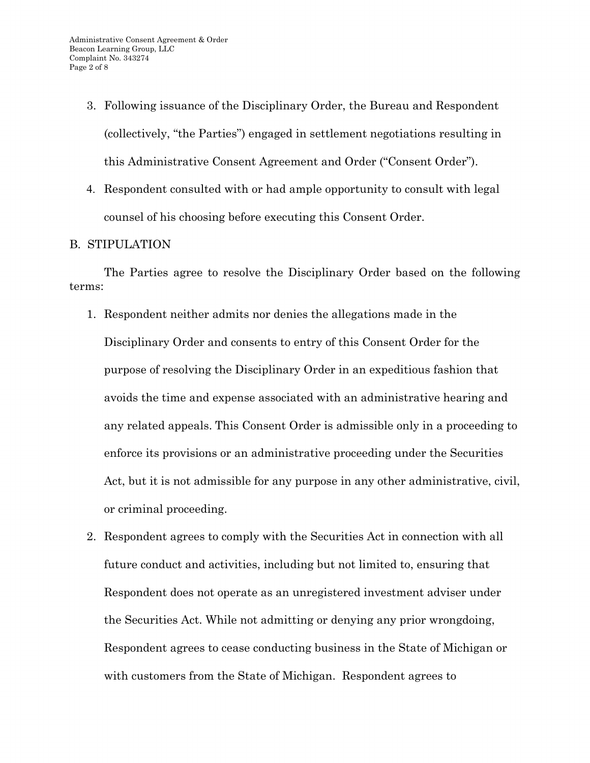3. Following issuance of the Disciplinary Order, the Bureau and Respondent (collectively, "the Parties") engaged in settlement negotiations resulting in this Administrative Consent Agreement and Order ("Consent Order").
4. Respondent consulted with or had ample opportunity to consult with legal counsel of his choosing before executing this Consent Order.

B. STIPULATION

The Parties agree to resolve the Disciplinary Order based on the following terms:

1. Respondent neither admits nor denies the allegations made in the Disciplinary Order and consents to entry of this Consent Order for the purpose of resolving the Disciplinary Order in an expeditious fashion that avoids the time and expense associated with an administrative hearing and any related appeals. This Consent Order is admissible only in a proceeding to enforce its provisions or an administrative proceeding under the Securities Act, but it is not admissible for any purpose in any other administrative, civil, or criminal proceeding.
2. Respondent agrees to comply with the Securities Act in connection with all future conduct and activities, including but not limited to, ensuring that Respondent does not operate as an unregistered investment adviser under the Securities Act. While not admitting or denying any prior wrongdoing, Respondent agrees to cease conducting business in the State of Michigan or with customers from the State of Michigan. Respondent agrees to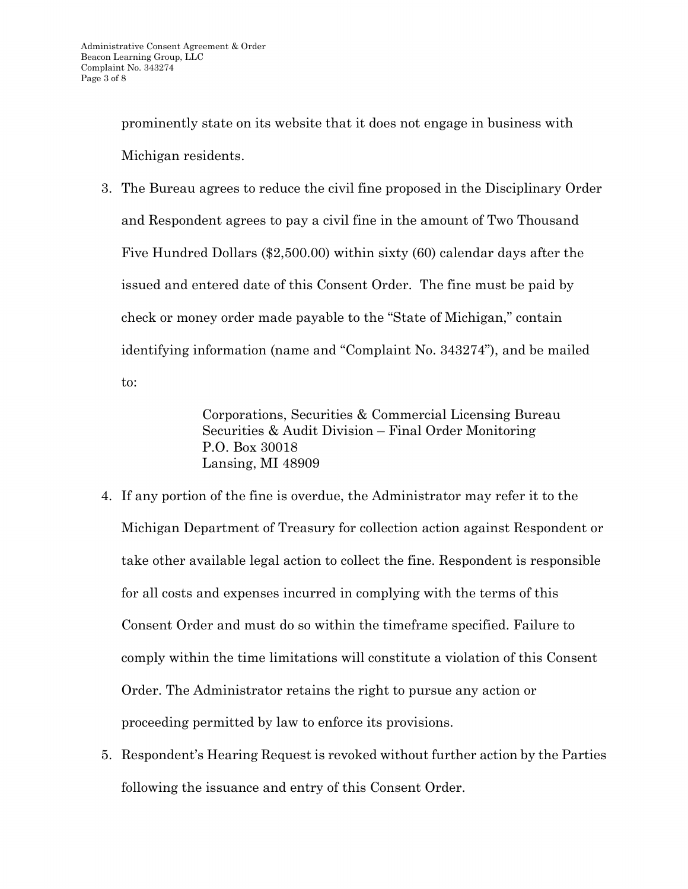prominently state on its website that it does not engage in business with Michigan residents.

3. The Bureau agrees to reduce the civil fine proposed in the Disciplinary Order and Respondent agrees to pay a civil fine in the amount of Two Thousand Five Hundred Dollars ($2,500.00) within sixty (60) calendar days after the issued and entered date of this Consent Order. The fine must be paid by check or money order made payable to the "State of Michigan," contain identifying information (name and "Complaint No. 343274"), and be mailed to:

   Corporations, Securities & Commercial Licensing Bureau
   Securities & Audit Division – Final Order Monitoring
   P.O. Box 30018
   Lansing, MI 48909

4. If any portion of the fine is overdue, the Administrator may refer it to the Michigan Department of Treasury for collection action against Respondent or take other available legal action to collect the fine. Respondent is responsible for all costs and expenses incurred in complying with the terms of this Consent Order and must do so within the timeframe specified. Failure to comply within the time limitations will constitute a violation of this Consent Order. The Administrator retains the right to pursue any action or proceeding permitted by law to enforce its provisions.

5. Respondent's Hearing Request is revoked without further action by the Parties following the issuance and entry of this Consent Order.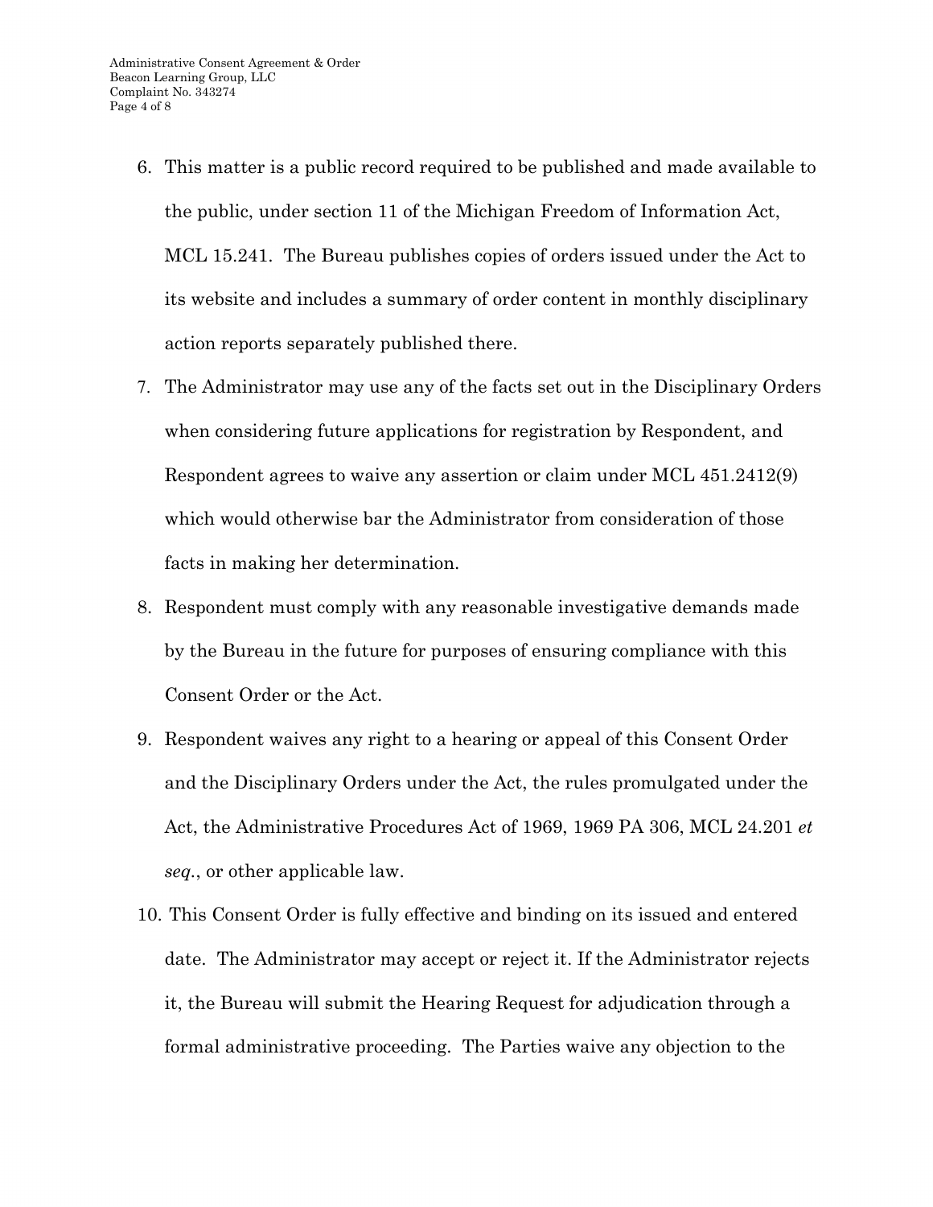6. This matter is a public record required to be published and made available to the public, under section 11 of the Michigan Freedom of Information Act, MCL 15.241. The Bureau publishes copies of orders issued under the Act to its website and includes a summary of order content in monthly disciplinary action reports separately published there.
7. The Administrator may use any of the facts set out in the Disciplinary Orders when considering future applications for registration by Respondent, and Respondent agrees to waive any assertion or claim under MCL 451.2412(9) which would otherwise bar the Administrator from consideration of those facts in making her determination.
8. Respondent must comply with any reasonable investigative demands made by the Bureau in the future for purposes of ensuring compliance with this Consent Order or the Act.
9. Respondent waives any right to a hearing or appeal of this Consent Order and the Disciplinary Orders under the Act, the rules promulgated under the Act, the Administrative Procedures Act of 1969, 1969 PA 306, MCL 24.201 *et seq.*, or other applicable law.
10. This Consent Order is fully effective and binding on its issued and entered date. The Administrator may accept or reject it. If the Administrator rejects it, the Bureau will submit the Hearing Request for adjudication through a formal administrative proceeding. The Parties waive any objection to the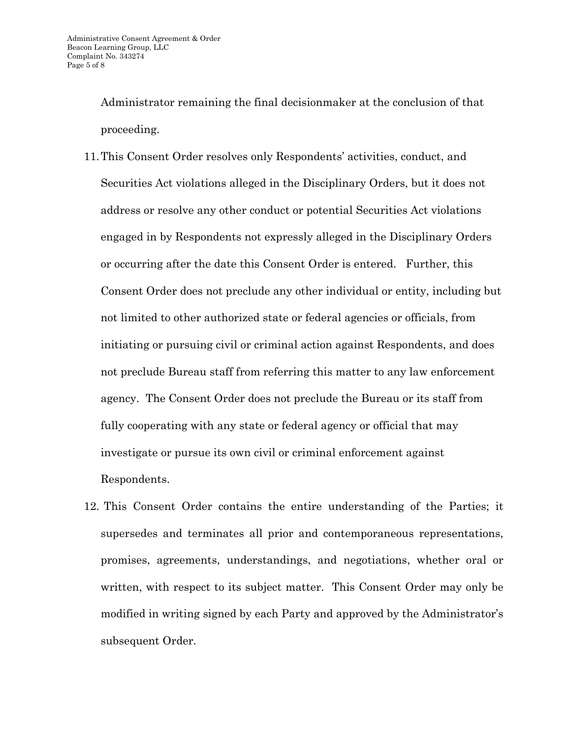Administrator remaining the final decisionmaker at the conclusion of that proceeding.

11. This Consent Order resolves only Respondents' activities, conduct, and Securities Act violations alleged in the Disciplinary Orders, but it does not address or resolve any other conduct or potential Securities Act violations engaged in by Respondents not expressly alleged in the Disciplinary Orders or occurring after the date this Consent Order is entered. Further, this Consent Order does not preclude any other individual or entity, including but not limited to other authorized state or federal agencies or officials, from initiating or pursuing civil or criminal action against Respondents, and does not preclude Bureau staff from referring this matter to any law enforcement agency. The Consent Order does not preclude the Bureau or its staff from fully cooperating with any state or federal agency or official that may investigate or pursue its own civil or criminal enforcement against Respondents.

12. This Consent Order contains the entire understanding of the Parties; it supersedes and terminates all prior and contemporaneous representations, promises, agreements, understandings, and negotiations, whether oral or written, with respect to its subject matter. This Consent Order may only be modified in writing signed by each Party and approved by the Administrator's subsequent Order.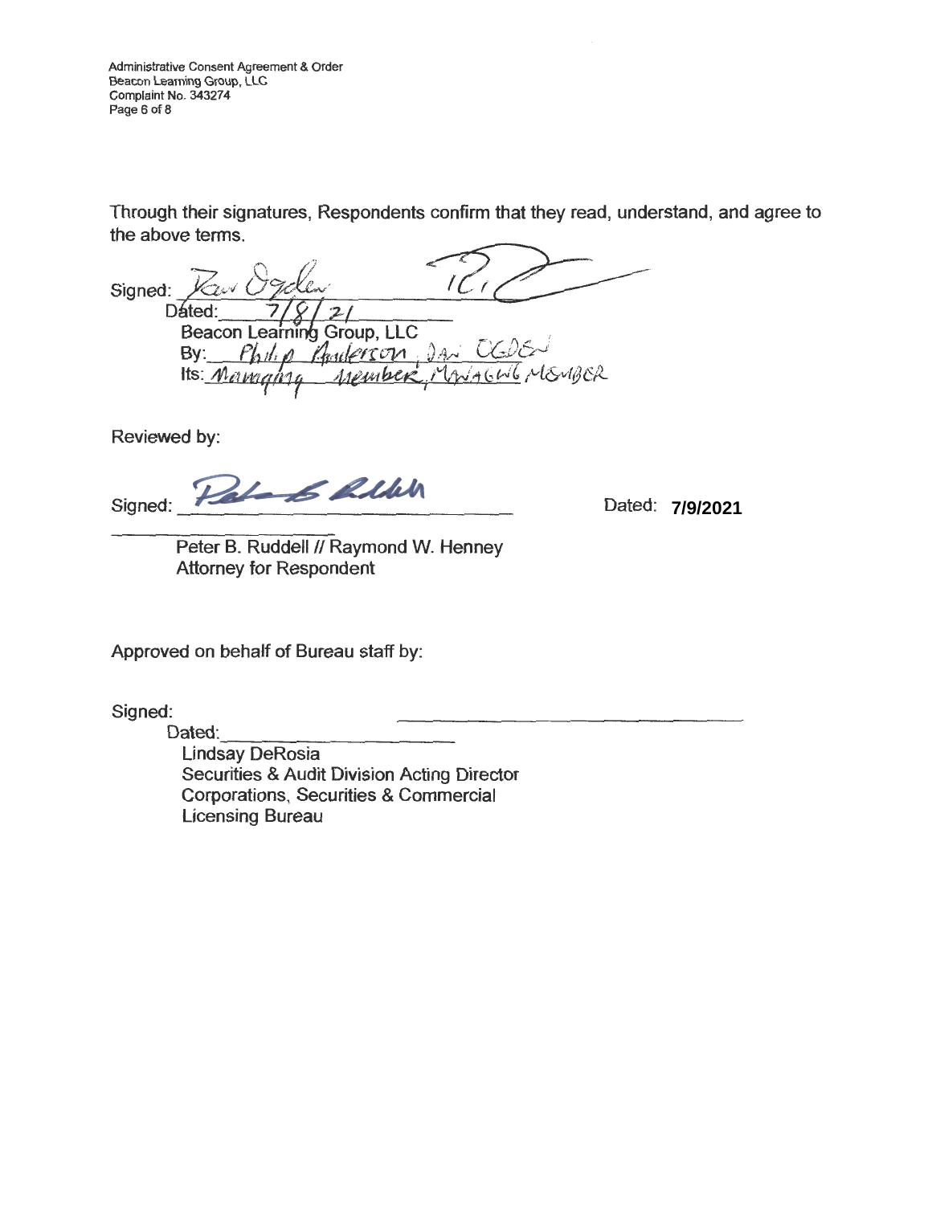Through their signatures, Respondents confirm that they read, understand, and agree to the above terms.

Signed: Dan Ogden

Dated: 7/8/21

Beacon Learning Group, LLC

By: Philip Anderson, DAN OGDEN

Its: Managing Member, MANAGING MEMBER

Reviewed by:

Signed: Peter B. Ruddell Dated: **7/9/2021**

Peter B. Ruddell // Raymond W. Henney
Attorney for Respondent

Approved on behalf of Bureau staff by:

Signed: ______________________

Dated: ______________________

Lindsay DeRosia
Securities & Audit Division Acting Director
Corporations, Securities & Commercial
Licensing Bureau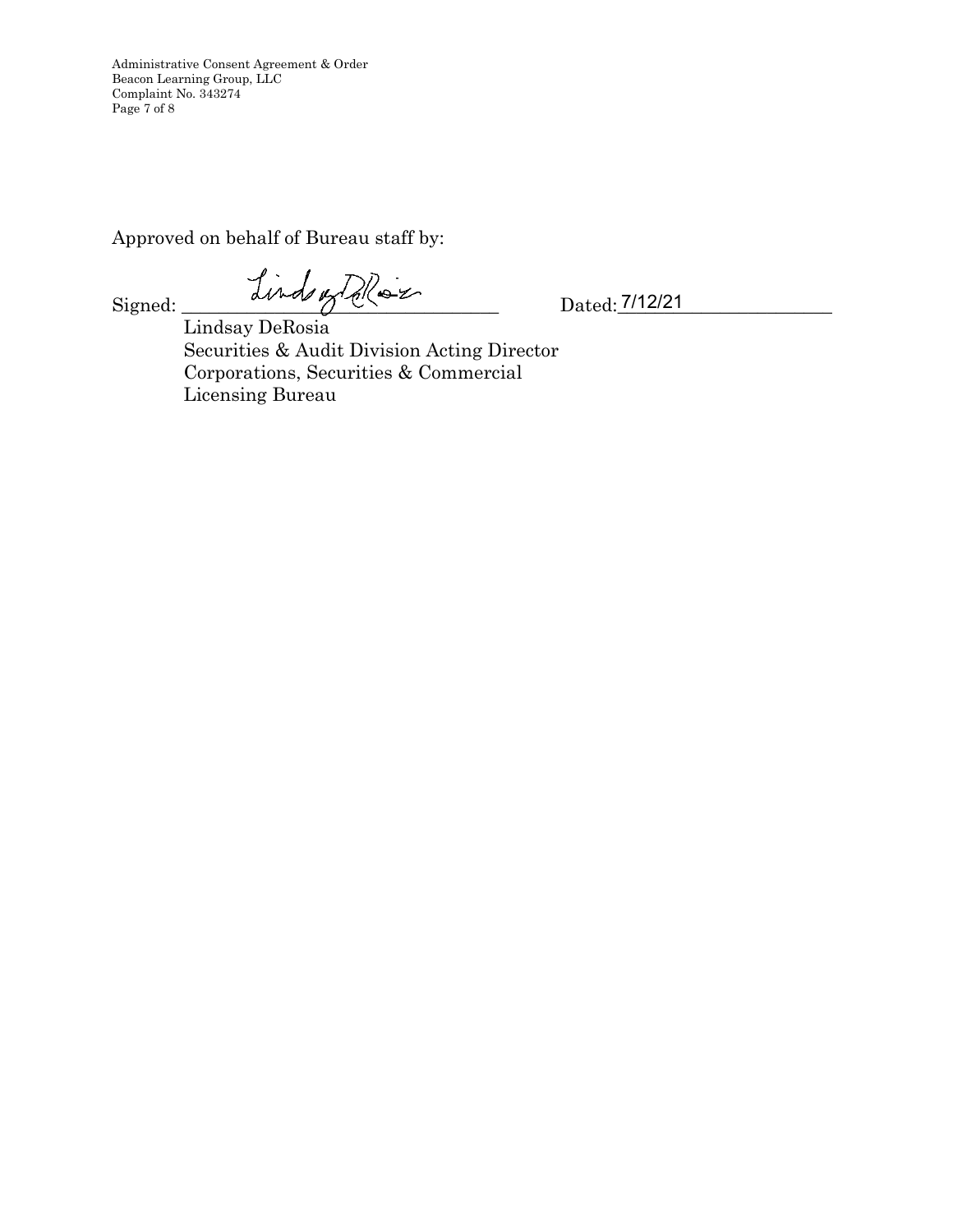Approved on behalf of Bureau staff by:

Signed: ______________________________ Dated: 7/12/21

Lindsay DeRosia
Securities & Audit Division Acting Director
Corporations, Securities & Commercial
Licensing Bureau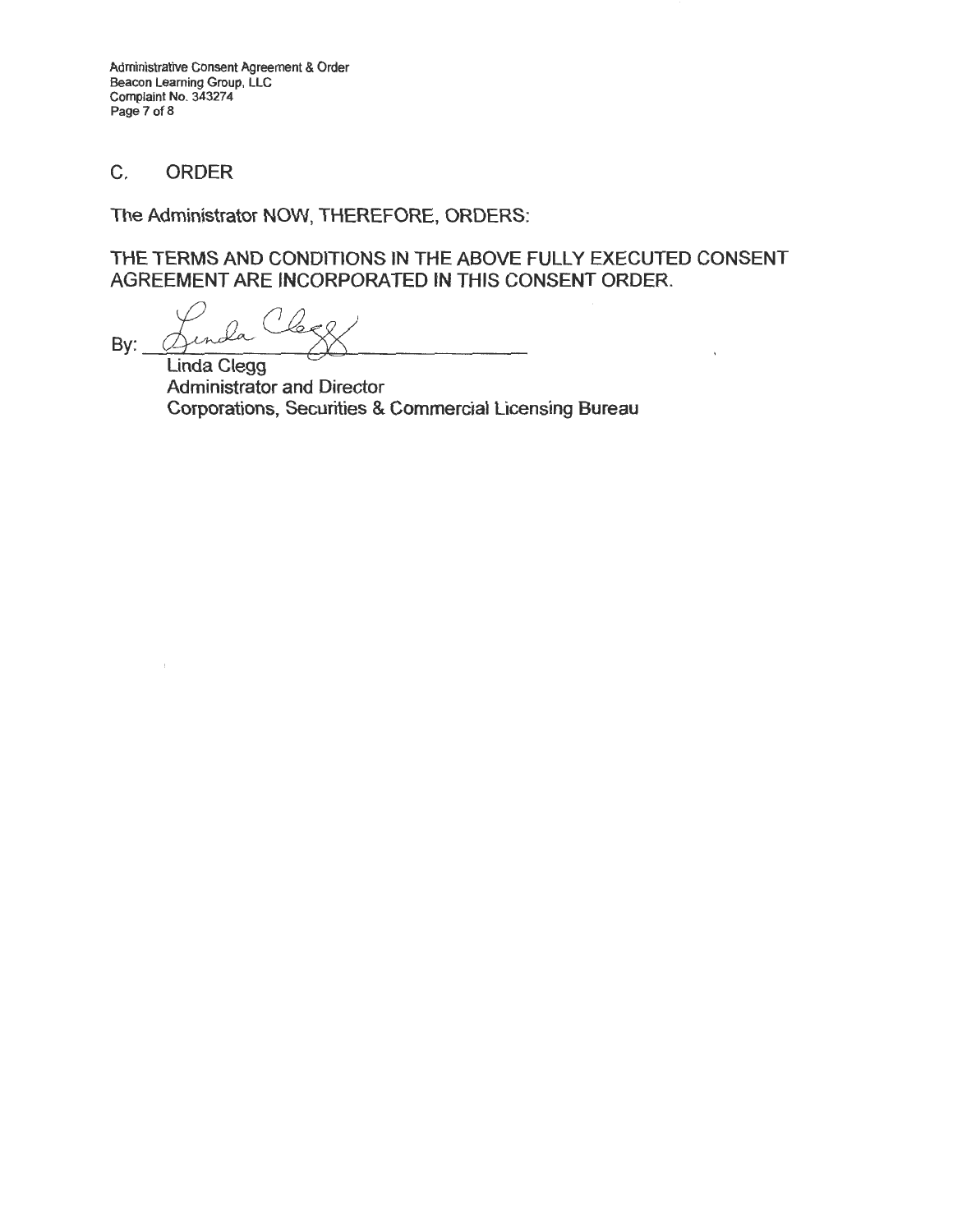## C. ORDER

The Administrator NOW, THEREFORE, ORDERS:

THE TERMS AND CONDITIONS IN THE ABOVE FULLY EXECUTED CONSENT AGREEMENT ARE INCORPORATED IN THIS CONSENT ORDER.

By: Linda Clegg

Linda Clegg
Administrator and Director
Corporations, Securities & Commercial Licensing Bureau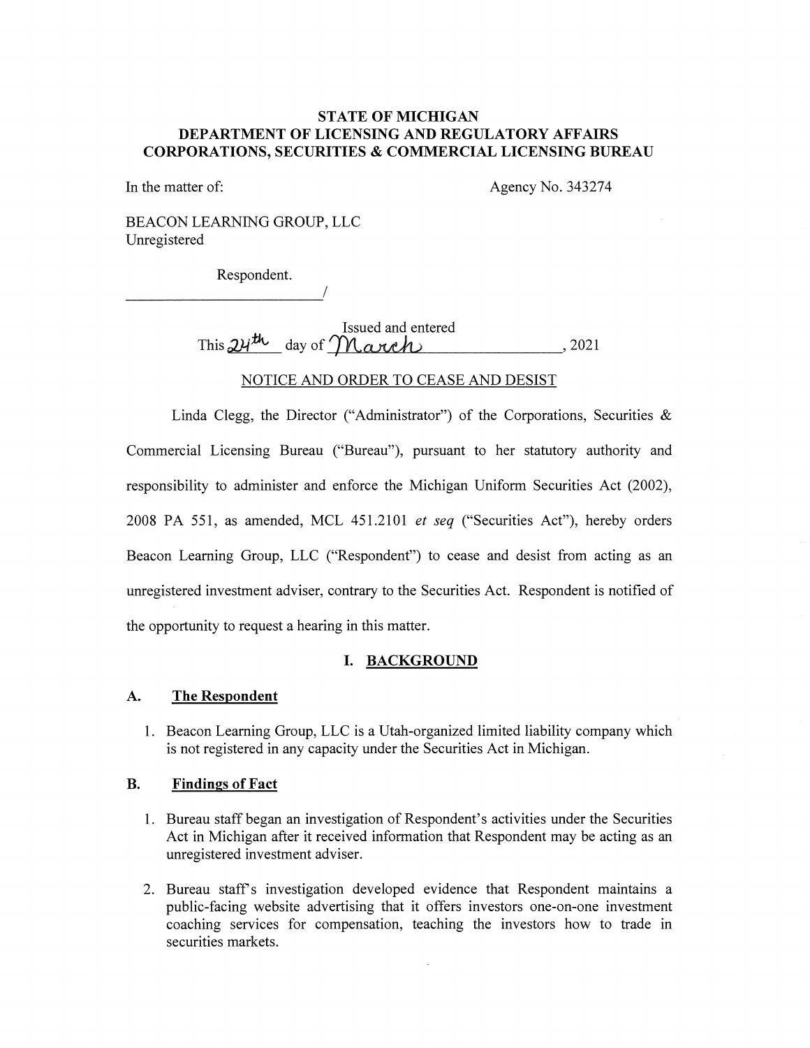**STATE OF MICHIGAN**
**DEPARTMENT OF LICENSING AND REGULATORY AFFAIRS**
**CORPORATIONS, SECURITIES & COMMERCIAL LICENSING BUREAU**

In the matter of: Agency No. 343274

BEACON LEARNING GROUP, LLC
Unregistered

Respondent.
______________________/

Issued and entered
This 24th day of March, 2021

NOTICE AND ORDER TO CEASE AND DESIST

Linda Clegg, the Director ("Administrator") of the Corporations, Securities & Commercial Licensing Bureau ("Bureau"), pursuant to her statutory authority and responsibility to administer and enforce the Michigan Uniform Securities Act (2002), 2008 PA 551, as amended, MCL 451.2101 *et seq* ("Securities Act"), hereby orders Beacon Learning Group, LLC ("Respondent") to cease and desist from acting as an unregistered investment adviser, contrary to the Securities Act. Respondent is notified of the opportunity to request a hearing in this matter.

## I. BACKGROUND

### A. The Respondent

1. Beacon Learning Group, LLC is a Utah-organized limited liability company which is not registered in any capacity under the Securities Act in Michigan.

### B. Findings of Fact

1. Bureau staff began an investigation of Respondent's activities under the Securities Act in Michigan after it received information that Respondent may be acting as an unregistered investment adviser.
2. Bureau staff's investigation developed evidence that Respondent maintains a public-facing website advertising that it offers investors one-on-one investment coaching services for compensation, teaching the investors how to trade in securities markets.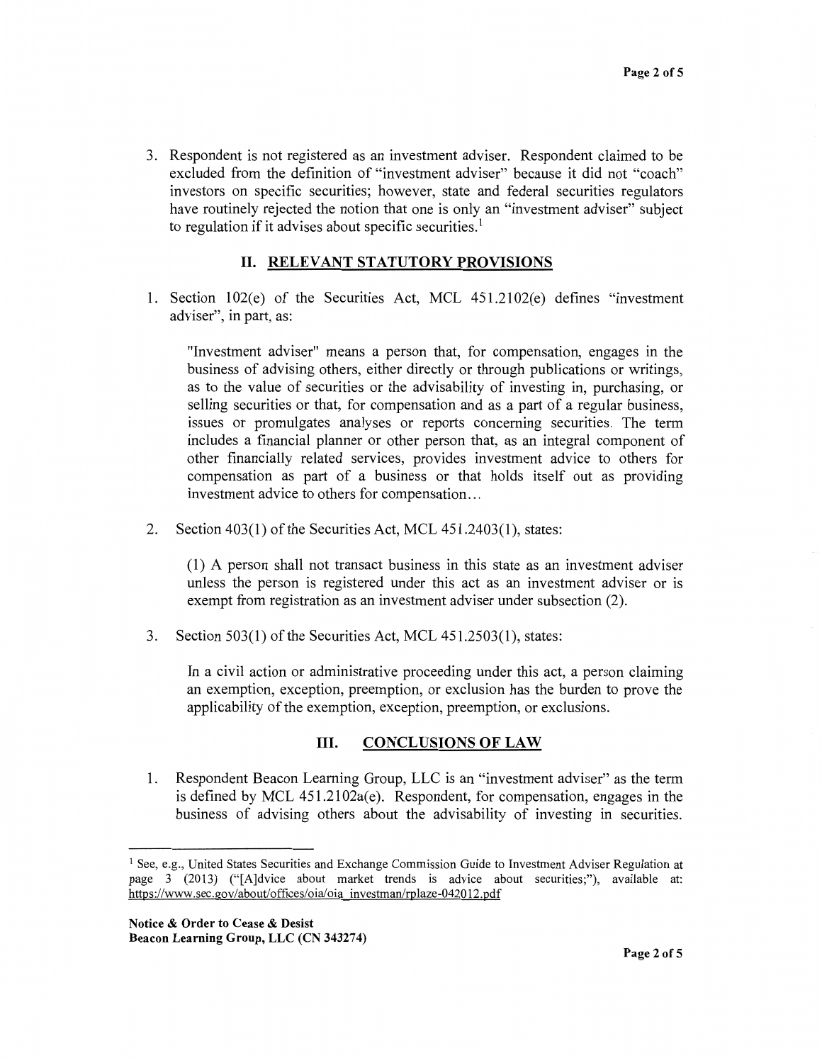3. Respondent is not registered as an investment adviser. Respondent claimed to be excluded from the definition of "investment adviser" because it did not "coach" investors on specific securities; however, state and federal securities regulators have routinely rejected the notion that one is only an "investment adviser" subject to regulation if it advises about specific securities.[1]

## II. RELEVANT STATUTORY PROVISIONS

1. Section 102(e) of the Securities Act, MCL 451.2102(e) defines "investment adviser", in part, as:

   "Investment adviser" means a person that, for compensation, engages in the business of advising others, either directly or through publications or writings, as to the value of securities or the advisability of investing in, purchasing, or selling securities or that, for compensation and as a part of a regular business, issues or promulgates analyses or reports concerning securities. The term includes a financial planner or other person that, as an integral component of other financially related services, provides investment advice to others for compensation as part of a business or that holds itself out as providing investment advice to others for compensation…

2. Section 403(1) of the Securities Act, MCL 451.2403(1), states:

   (1) A person shall not transact business in this state as an investment adviser unless the person is registered under this act as an investment adviser or is exempt from registration as an investment adviser under subsection (2).

3. Section 503(1) of the Securities Act, MCL 451.2503(1), states:

   In a civil action or administrative proceeding under this act, a person claiming an exemption, exception, preemption, or exclusion has the burden to prove the applicability of the exemption, exception, preemption, or exclusions.

## III. CONCLUSIONS OF LAW

1. Respondent Beacon Learning Group, LLC is an "investment adviser" as the term is defined by MCL 451.2102a(e). Respondent, for compensation, engages in the business of advising others about the advisability of investing in securities.

---

[1] See, e.g., United States Securities and Exchange Commission Guide to Investment Adviser Regulation at page 3 (2013) ("[A]dvice about market trends is advice about securities;"), available at: https://www.sec.gov/about/offices/oia/oia_investman/rplaze-042012.pdf

**Notice & Order to Cease & Desist**
**Beacon Learning Group, LLC (CN 343274)**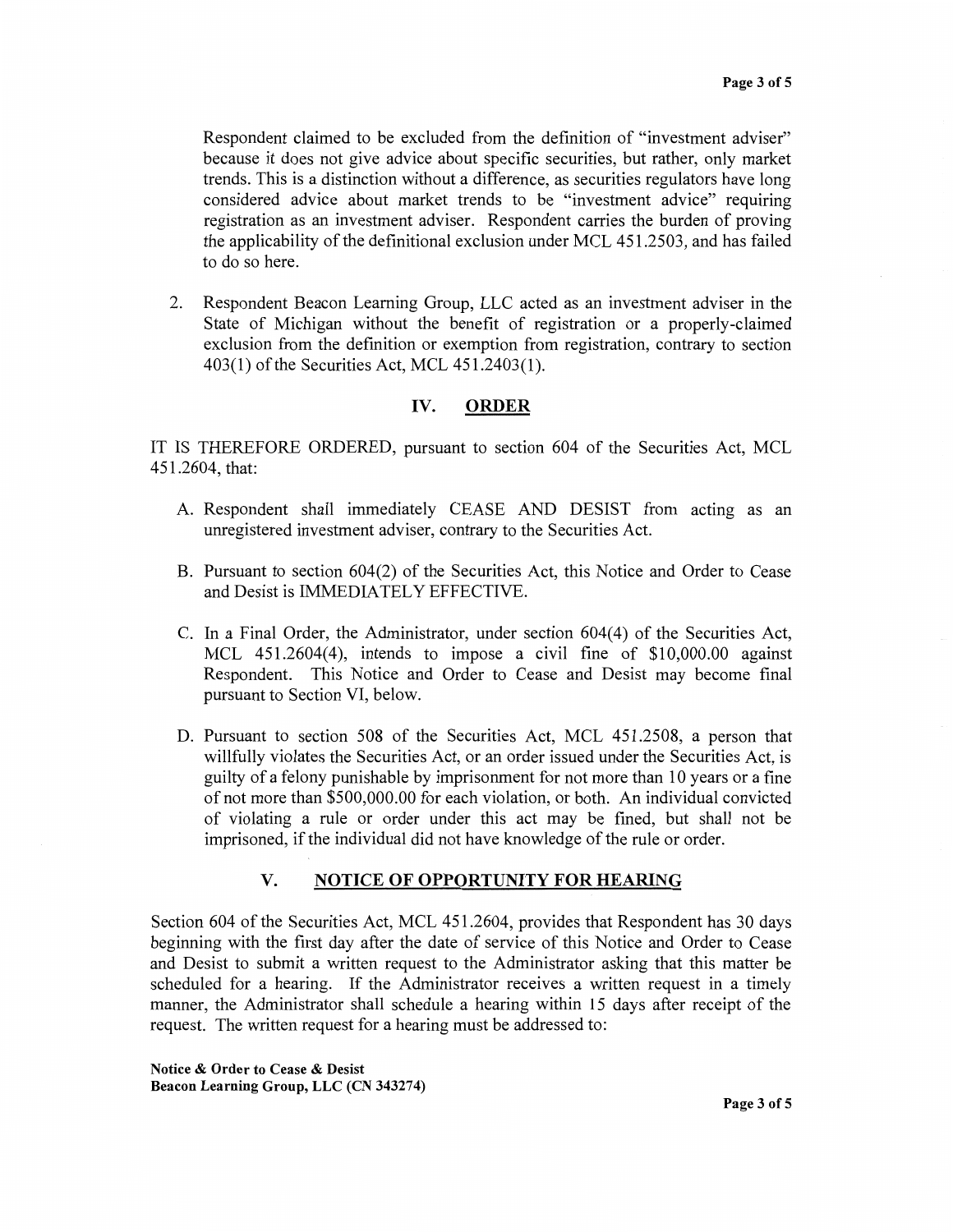Respondent claimed to be excluded from the definition of "investment adviser" because it does not give advice about specific securities, but rather, only market trends. This is a distinction without a difference, as securities regulators have long considered advice about market trends to be "investment advice" requiring registration as an investment adviser. Respondent carries the burden of proving the applicability of the definitional exclusion under MCL 451.2503, and has failed to do so here.

2. Respondent Beacon Learning Group, LLC acted as an investment adviser in the State of Michigan without the benefit of registration or a properly-claimed exclusion from the definition or exemption from registration, contrary to section 403(1) of the Securities Act, MCL 451.2403(1).

## IV. ORDER

IT IS THEREFORE ORDERED, pursuant to section 604 of the Securities Act, MCL 451.2604, that:

A. Respondent shall immediately CEASE AND DESIST from acting as an unregistered investment adviser, contrary to the Securities Act.

B. Pursuant to section 604(2) of the Securities Act, this Notice and Order to Cease and Desist is IMMEDIATELY EFFECTIVE.

C. In a Final Order, the Administrator, under section 604(4) of the Securities Act, MCL 451.2604(4), intends to impose a civil fine of $10,000.00 against Respondent. This Notice and Order to Cease and Desist may become final pursuant to Section VI, below.

D. Pursuant to section 508 of the Securities Act, MCL 451.2508, a person that willfully violates the Securities Act, or an order issued under the Securities Act, is guilty of a felony punishable by imprisonment for not more than 10 years or a fine of not more than $500,000.00 for each violation, or both. An individual convicted of violating a rule or order under this act may be fined, but shall not be imprisoned, if the individual did not have knowledge of the rule or order.

## V. NOTICE OF OPPORTUNITY FOR HEARING

Section 604 of the Securities Act, MCL 451.2604, provides that Respondent has 30 days beginning with the first day after the date of service of this Notice and Order to Cease and Desist to submit a written request to the Administrator asking that this matter be scheduled for a hearing. If the Administrator receives a written request in a timely manner, the Administrator shall schedule a hearing within 15 days after receipt of the request. The written request for a hearing must be addressed to: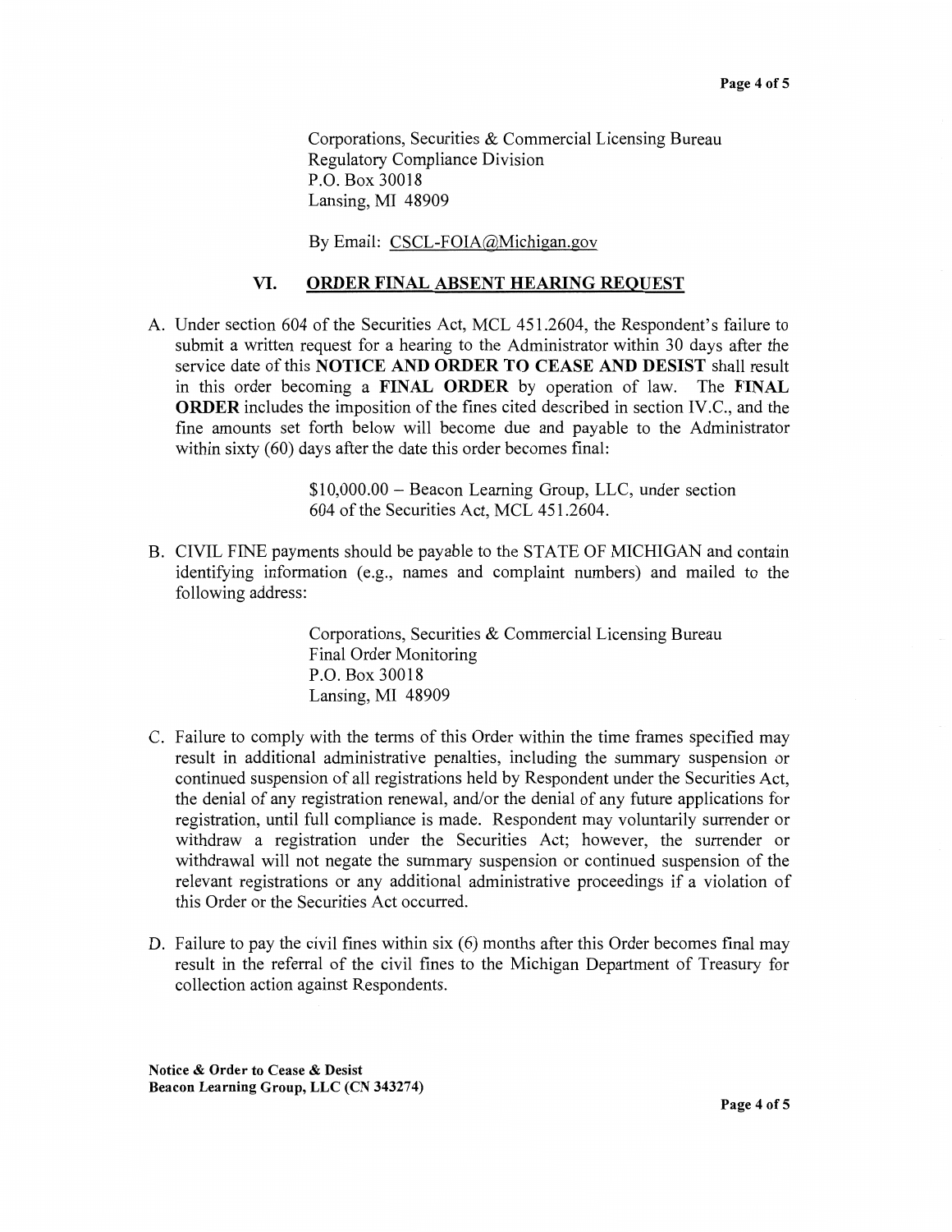Corporations, Securities & Commercial Licensing Bureau
Regulatory Compliance Division
P.O. Box 30018
Lansing, MI 48909

By Email: CSCL-FOIA@Michigan.gov

## VI. ORDER FINAL ABSENT HEARING REQUEST

A. Under section 604 of the Securities Act, MCL 451.2604, the Respondent's failure to submit a written request for a hearing to the Administrator within 30 days after the service date of this **NOTICE AND ORDER TO CEASE AND DESIST** shall result in this order becoming a **FINAL ORDER** by operation of law. The **FINAL ORDER** includes the imposition of the fines cited described in section IV.C., and the fine amounts set forth below will become due and payable to the Administrator within sixty (60) days after the date this order becomes final:

> $10,000.00 – Beacon Learning Group, LLC, under section 604 of the Securities Act, MCL 451.2604.

B. CIVIL FINE payments should be payable to the STATE OF MICHIGAN and contain identifying information (e.g., names and complaint numbers) and mailed to the following address:

> Corporations, Securities & Commercial Licensing Bureau
> Final Order Monitoring
> P.O. Box 30018
> Lansing, MI 48909

C. Failure to comply with the terms of this Order within the time frames specified may result in additional administrative penalties, including the summary suspension or continued suspension of all registrations held by Respondent under the Securities Act, the denial of any registration renewal, and/or the denial of any future applications for registration, until full compliance is made. Respondent may voluntarily surrender or withdraw a registration under the Securities Act; however, the surrender or withdrawal will not negate the summary suspension or continued suspension of the relevant registrations or any additional administrative proceedings if a violation of this Order or the Securities Act occurred.

D. Failure to pay the civil fines within six (6) months after this Order becomes final may result in the referral of the civil fines to the Michigan Department of Treasury for collection action against Respondents.

**Notice & Order to Cease & Desist**
**Beacon Learning Group, LLC (CN 343274)**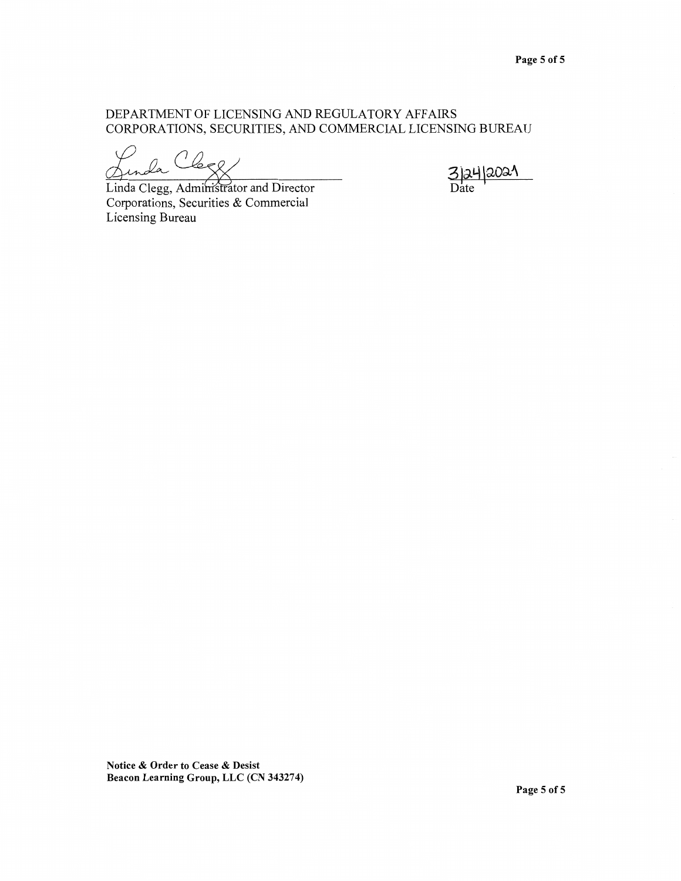DEPARTMENT OF LICENSING AND REGULATORY AFFAIRS
CORPORATIONS, SECURITIES, AND COMMERCIAL LICENSING BUREAU

Linda Clegg

Linda Clegg, Administrator and Director
Corporations, Securities & Commercial
Licensing Bureau

3/24/2021
Date

**Notice & Order to Cease & Desist**
**Beacon Learning Group, LLC (CN 343274)**